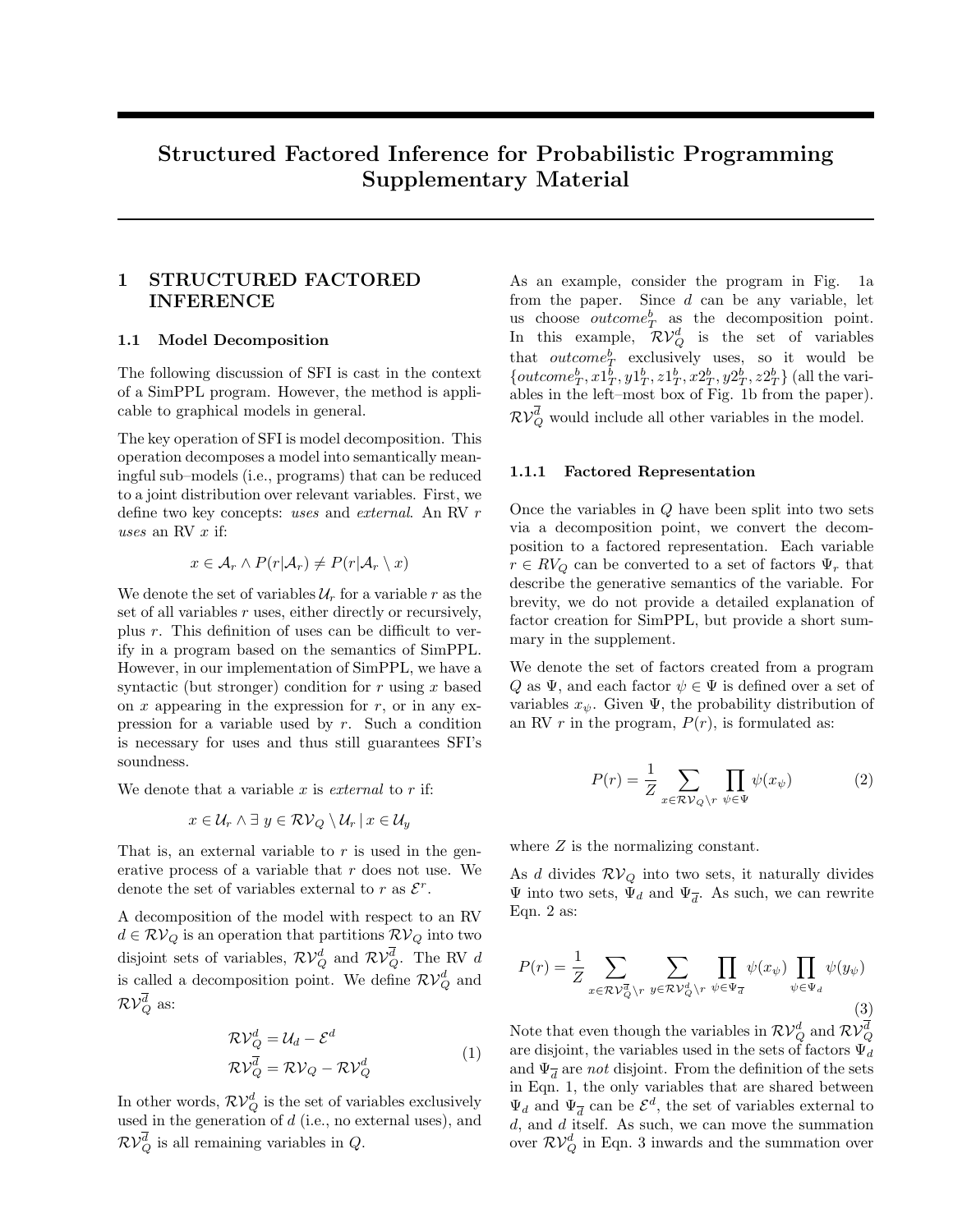# Structured Factored Inference for Probabilistic Programming Supplementary Material

## 1 STRUCTURED FACTORED INFERENCE

### 1.1 Model Decomposition

The following discussion of SFI is cast in the context of a SimPPL program. However, the method is applicable to graphical models in general.

The key operation of SFI is model decomposition. This operation decomposes a model into semantically meaningful sub–models (i.e., programs) that can be reduced to a joint distribution over relevant variables. First, we define two key concepts: *uses* and *external*. An RV $r$ *uses* an RV $x$ if:

$$x \in \mathcal{A}_r \wedge P(r|\mathcal{A}_r) \neq P(r|\mathcal{A}_r \setminus x)$$

We denote the set of variables $\mathcal{U}_r$ for a variable $r$ as the set of all variables $r$ uses, either directly or recursively, plus $r$. This definition of uses can be difficult to verify in a program based on the semantics of SimPPL. However, in our implementation of SimPPL, we have a syntactic (but stronger) condition for $r$ using $x$ based on $x$ appearing in the expression for $r$, or in any expression for a variable used by $r$. Such a condition is necessary for uses and thus still guarantees SFI's soundness.

We denote that a variable $x$ is *external* to $r$ if:

$$x \in \mathcal{U}_r \wedge \exists\ y \in \mathcal{RV}_Q \setminus \mathcal{U}_r \mid x \in \mathcal{U}_y$$

That is, an external variable to $r$ is used in the generative process of a variable that $r$ does not use. We denote the set of variables external to $r$ as $\mathcal{E}^r$.

A decomposition of the model with respect to an RV $d \in \mathcal{RV}_Q$ is an operation that partitions $\mathcal{RV}_Q$ into two disjoint sets of variables, $\mathcal{RV}_Q^d$ and $\mathcal{RV}_Q^{\overline{d}}$. The RV $d$ is called a decomposition point. We define $\mathcal{RV}_Q^d$ and $\mathcal{RV}_Q^{\overline{d}}$ as:

$$\begin{aligned} \mathcal{RV}_Q^d &= \mathcal{U}_d - \mathcal{E}^d \\ \mathcal{RV}_Q^{\overline{d}} &= \mathcal{RV}_Q - \mathcal{RV}_Q^d \end{aligned} \tag{1}$$

In other words, $\mathcal{RV}_Q^d$ is the set of variables exclusively used in the generation of $d$ (i.e., no external uses), and $\mathcal{RV}_Q^{\overline{d}}$ is all remaining variables in $Q$.

As an example, consider the program in Fig. 1a from the paper. Since $d$ can be any variable, let us choose $outcome_T^b$ as the decomposition point. In this example, $\mathcal{RV}_Q^d$ is the set of variables that $outcome_T^b$ exclusively uses, so it would be $\{outcome_T^b, x1_T^b, y1_T^b, z1_T^b, x2_T^b, y2_T^b, z2_T^b\}$ (all the variables in the left–most box of Fig. 1b from the paper). $\mathcal{RV}_Q^{\overline{d}}$ would include all other variables in the model.

#### 1.1.1 Factored Representation

Once the variables in $Q$ have been split into two sets via a decomposition point, we convert the decomposition to a factored representation. Each variable $r \in RV_Q$ can be converted to a set of factors $\Psi_r$ that describe the generative semantics of the variable. For brevity, we do not provide a detailed explanation of factor creation for SimPPL, but provide a short summary in the supplement.

We denote the set of factors created from a program $Q$ as $\Psi$, and each factor $\psi \in \Psi$ is defined over a set of variables $x_\psi$. Given $\Psi$, the probability distribution of an RV $r$ in the program, $P(r)$, is formulated as:

$$P(r) = \frac{1}{Z} \sum_{x \in \mathcal{RV}_Q \setminus r} \prod_{\psi \in \Psi} \psi(x_\psi) \tag{2}$$

where $Z$ is the normalizing constant.

As $d$ divides $\mathcal{RV}_Q$ into two sets, it naturally divides $\Psi$ into two sets, $\Psi_d$ and $\Psi_{\overline{d}}$. As such, we can rewrite Eqn. 2 as:

$$P(r) = \frac{1}{Z} \sum_{x \in \mathcal{RV}_Q^{\overline{d}} \setminus r} \sum_{y \in \mathcal{RV}_Q^d \setminus r} \prod_{\psi \in \Psi_{\overline{d}}} \psi(x_\psi) \prod_{\psi \in \Psi_d} \psi(y_\psi) \tag{3}$$

Note that even though the variables in $\mathcal{RV}_Q^d$ and $\mathcal{RV}_Q^{\overline{d}}$ are disjoint, the variables used in the sets of factors $\Psi_d$ and $\Psi_{\overline{d}}$ are *not* disjoint. From the definition of the sets in Eqn. 1, the only variables that are shared between $\Psi_d$ and $\Psi_{\overline{d}}$ can be $\mathcal{E}^d$, the set of variables external to $d$, and $d$ itself. As such, we can move the summation over $\mathcal{RV}_Q^d$ in Eqn. 3 inwards and the summation over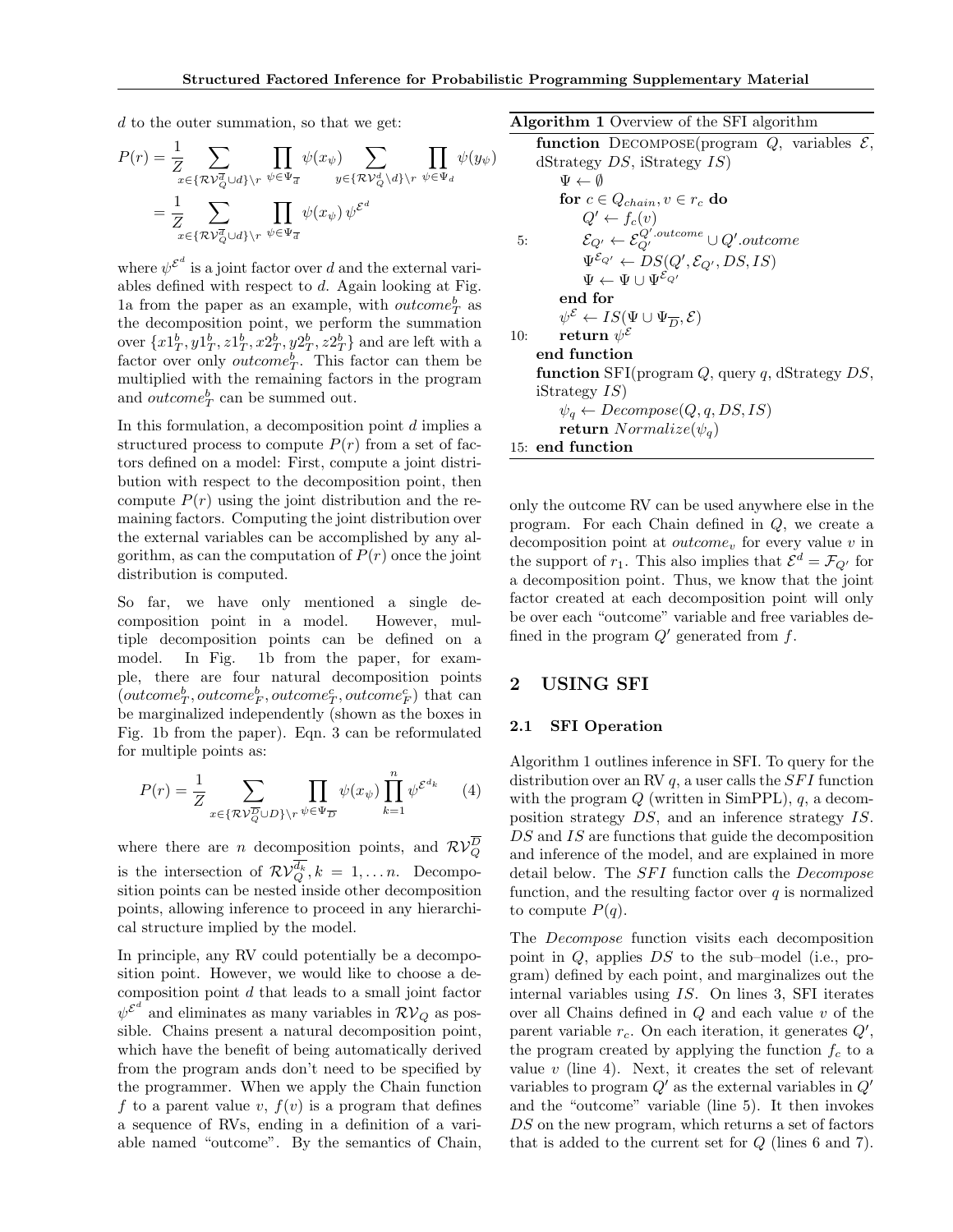$d$ to the outer summation, so that we get:

$$P(r) = \frac{1}{Z} \sum_{x \in \{\mathcal{RV}_Q^{\overline{d}} \cup d\} \setminus r} \prod_{\psi \in \Psi_{\overline{d}}} \psi(x_\psi) \sum_{y \in \{\mathcal{RV}_Q^{d} \setminus d\} \setminus r} \prod_{\psi \in \Psi_d} \psi(y_\psi)$$

$$= \frac{1}{Z} \sum_{x \in \{\mathcal{RV}_Q^{\overline{d}} \cup d\} \setminus r} \prod_{\psi \in \Psi_{\overline{d}}} \psi(x_\psi)\, \psi^{\mathcal{E}^d}$$

where $\psi^{\mathcal{E}^d}$ is a joint factor over $d$ and the external variables defined with respect to $d$. Again looking at Fig. 1a from the paper as an example, with $outcome^b_T$ as the decomposition point, we perform the summation over $\{x1^b_T, y1^b_T, z1^b_T, x2^b_T, y2^b_T, z2^b_T\}$ and are left with a factor over only $outcome^b_T$. This factor can them be multiplied with the remaining factors in the program and $outcome^b_T$ can be summed out.

In this formulation, a decomposition point $d$ implies a structured process to compute $P(r)$ from a set of factors defined on a model: First, compute a joint distribution with respect to the decomposition point, then compute $P(r)$ using the joint distribution and the remaining factors. Computing the joint distribution over the external variables can be accomplished by any algorithm, as can the computation of $P(r)$ once the joint distribution is computed.

So far, we have only mentioned a single decomposition point in a model. However, multiple decomposition points can be defined on a model. In Fig. 1b from the paper, for example, there are four natural decomposition points ($outcome^b_T, outcome^b_F, outcome^c_T, outcome^c_F$) that can be marginalized independently (shown as the boxes in Fig. 1b from the paper). Eqn. 3 can be reformulated for multiple points as:

$$P(r) = \frac{1}{Z} \sum_{x \in \{\mathcal{RV}_Q^{\overline{D}} \cup D\} \setminus r} \prod_{\psi \in \Psi_{\overline{D}}} \psi(x_\psi) \prod_{k=1}^{n} \psi^{\mathcal{E}^{d_k}} \qquad (4)$$

where there are $n$ decomposition points, and $\mathcal{RV}_Q^{\overline{D}}$ is the intersection of $\mathcal{RV}_Q^{\overline{d_k}}, k = 1, \ldots n$. Decomposition points can be nested inside other decomposition points, allowing inference to proceed in any hierarchical structure implied by the model.

In principle, any RV could potentially be a decomposition point. However, we would like to choose a decomposition point $d$ that leads to a small joint factor $\psi^{\mathcal{E}^d}$ and eliminates as many variables in $\mathcal{RV}_Q$ as possible. Chains present a natural decomposition point, which have the benefit of being automatically derived from the program ands don't need to be specified by the programmer. When we apply the Chain function $f$ to a parent value $v$, $f(v)$ is a program that defines a sequence of RVs, ending in a definition of a variable named "outcome". By the semantics of Chain,

**Algorithm 1** Overview of the SFI algorithm

```
    function Decompose(program Q, variables ℰ, dStrategy DS, iStrategy IS)
        Ψ ← ∅
        for c ∈ Q_chain, v ∈ r_c do
            Q′ ← f_c(v)
5:          ℰ_Q′ ← ℰ_Q′^{Q′.outcome} ∪ Q′.outcome
            Ψ^{ℰ_Q′} ← DS(Q′, ℰ_Q′, DS, IS)
            Ψ ← Ψ ∪ Ψ^{ℰ_Q′}
        end for
        ψ^ℰ ← IS(Ψ ∪ Ψ_D̄, ℰ)
10:     return ψ^ℰ
    end function
    function SFI(program Q, query q, dStrategy DS, iStrategy IS)
        ψ_q ← Decompose(Q, q, DS, IS)
        return Normalize(ψ_q)
15: end function
```

only the outcome RV can be used anywhere else in the program. For each Chain defined in $Q$, we create a decomposition point at $outcome_v$ for every value $v$ in the support of $r_1$. This also implies that $\mathcal{E}^d = \mathcal{F}_{Q'}$ for a decomposition point. Thus, we know that the joint factor created at each decomposition point will only be over each "outcome" variable and free variables defined in the program $Q'$ generated from $f$.

## 2 USING SFI

### 2.1 SFI Operation

Algorithm 1 outlines inference in SFI. To query for the distribution over an RV $q$, a user calls the $SFI$ function with the program $Q$ (written in SimPPL), $q$, a decomposition strategy $DS$, and an inference strategy $IS$. $DS$ and $IS$ are functions that guide the decomposition and inference of the model, and are explained in more detail below. The $SFI$ function calls the *Decompose* function, and the resulting factor over $q$ is normalized to compute $P(q)$.

The *Decompose* function visits each decomposition point in $Q$, applies $DS$ to the sub–model (i.e., program) defined by each point, and marginalizes out the internal variables using $IS$. On lines 3, SFI iterates over all Chains defined in $Q$ and each value $v$ of the parent variable $r_c$. On each iteration, it generates $Q'$, the program created by applying the function $f_c$ to a value $v$ (line 4). Next, it creates the set of relevant variables to program $Q'$ as the external variables in $Q'$ and the "outcome" variable (line 5). It then invokes $DS$ on the new program, which returns a set of factors that is added to the current set for $Q$ (lines 6 and 7).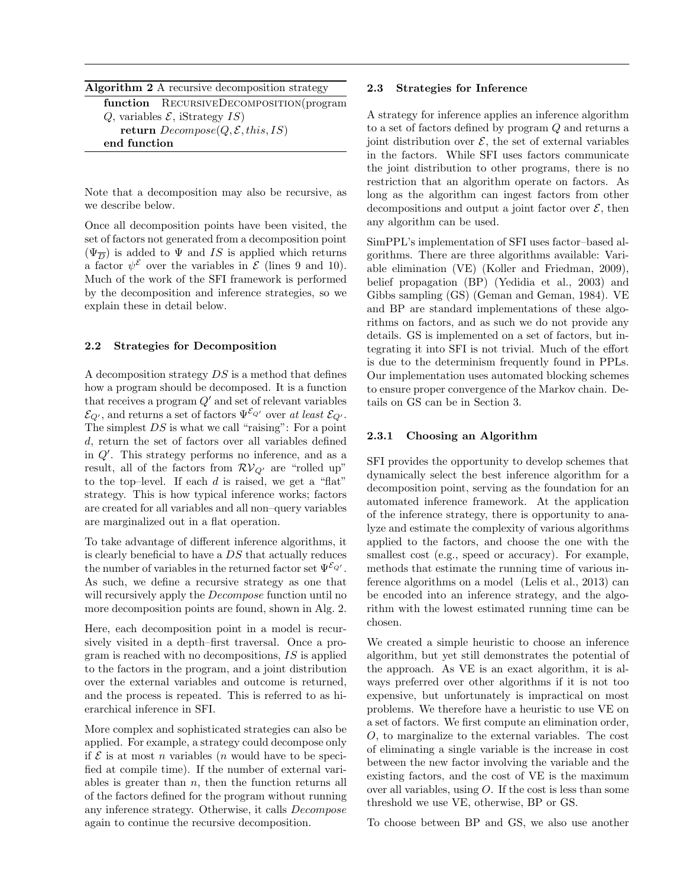**Algorithm 2** A recursive decomposition strategy

```
function RecursiveDecomposition(program Q, variables E, iStrategy IS)
    return Decompose(Q, E, this, IS)
end function
```

Note that a decomposition may also be recursive, as we describe below.

Once all decomposition points have been visited, the set of factors not generated from a decomposition point ($\Psi_{\overline{D}}$) is added to $\Psi$ and $IS$ is applied which returns a factor $\psi^{\mathcal{E}}$ over the variables in $\mathcal{E}$ (lines 9 and 10). Much of the work of the SFI framework is performed by the decomposition and inference strategies, so we explain these in detail below.

### 2.2 Strategies for Decomposition

A decomposition strategy $DS$ is a method that defines how a program should be decomposed. It is a function that receives a program $Q'$ and set of relevant variables $\mathcal{E}_{Q'}$, and returns a set of factors $\Psi^{\mathcal{E}_{Q'}}$ over *at least* $\mathcal{E}_{Q'}$. The simplest $DS$ is what we call "raising": For a point $d$, return the set of factors over all variables defined in $Q'$. This strategy performs no inference, and as a result, all of the factors from $\mathcal{RV}_{Q'}$ are "rolled up" to the top–level. If each $d$ is raised, we get a "flat" strategy. This is how typical inference works; factors are created for all variables and all non–query variables are marginalized out in a flat operation.

To take advantage of different inference algorithms, it is clearly beneficial to have a $DS$ that actually reduces the number of variables in the returned factor set $\Psi^{\mathcal{E}_{Q'}}$. As such, we define a recursive strategy as one that will recursively apply the *Decompose* function until no more decomposition points are found, shown in Alg. 2.

Here, each decomposition point in a model is recursively visited in a depth–first traversal. Once a program is reached with no decompositions, $IS$ is applied to the factors in the program, and a joint distribution over the external variables and outcome is returned, and the process is repeated. This is referred to as hierarchical inference in SFI.

More complex and sophisticated strategies can also be applied. For example, a strategy could decompose only if $\mathcal{E}$ is at most $n$ variables ($n$ would have to be specified at compile time). If the number of external variables is greater than $n$, then the function returns all of the factors defined for the program without running any inference strategy. Otherwise, it calls *Decompose* again to continue the recursive decomposition.

### 2.3 Strategies for Inference

A strategy for inference applies an inference algorithm to a set of factors defined by program $Q$ and returns a joint distribution over $\mathcal{E}$, the set of external variables in the factors. While SFI uses factors communicate the joint distribution to other programs, there is no restriction that an algorithm operate on factors. As long as the algorithm can ingest factors from other decompositions and output a joint factor over $\mathcal{E}$, then any algorithm can be used.

SimPPL's implementation of SFI uses factor–based algorithms. There are three algorithms available: Variable elimination (VE) (Koller and Friedman, 2009), belief propagation (BP) (Yedidia et al., 2003) and Gibbs sampling (GS) (Geman and Geman, 1984). VE and BP are standard implementations of these algorithms on factors, and as such we do not provide any details. GS is implemented on a set of factors, but integrating it into SFI is not trivial. Much of the effort is due to the determinism frequently found in PPLs. Our implementation uses automated blocking schemes to ensure proper convergence of the Markov chain. Details on GS can be in Section 3.

#### 2.3.1 Choosing an Algorithm

SFI provides the opportunity to develop schemes that dynamically select the best inference algorithm for a decomposition point, serving as the foundation for an automated inference framework. At the application of the inference strategy, there is opportunity to analyze and estimate the complexity of various algorithms applied to the factors, and choose the one with the smallest cost (e.g., speed or accuracy). For example, methods that estimate the running time of various inference algorithms on a model (Lelis et al., 2013) can be encoded into an inference strategy, and the algorithm with the lowest estimated running time can be chosen.

We created a simple heuristic to choose an inference algorithm, but yet still demonstrates the potential of the approach. As VE is an exact algorithm, it is always preferred over other algorithms if it is not too expensive, but unfortunately is impractical on most problems. We therefore have a heuristic to use VE on a set of factors. We first compute an elimination order, $O$, to marginalize to the external variables. The cost of eliminating a single variable is the increase in cost between the new factor involving the variable and the existing factors, and the cost of VE is the maximum over all variables, using $O$. If the cost is less than some threshold we use VE, otherwise, BP or GS.

To choose between BP and GS, we also use another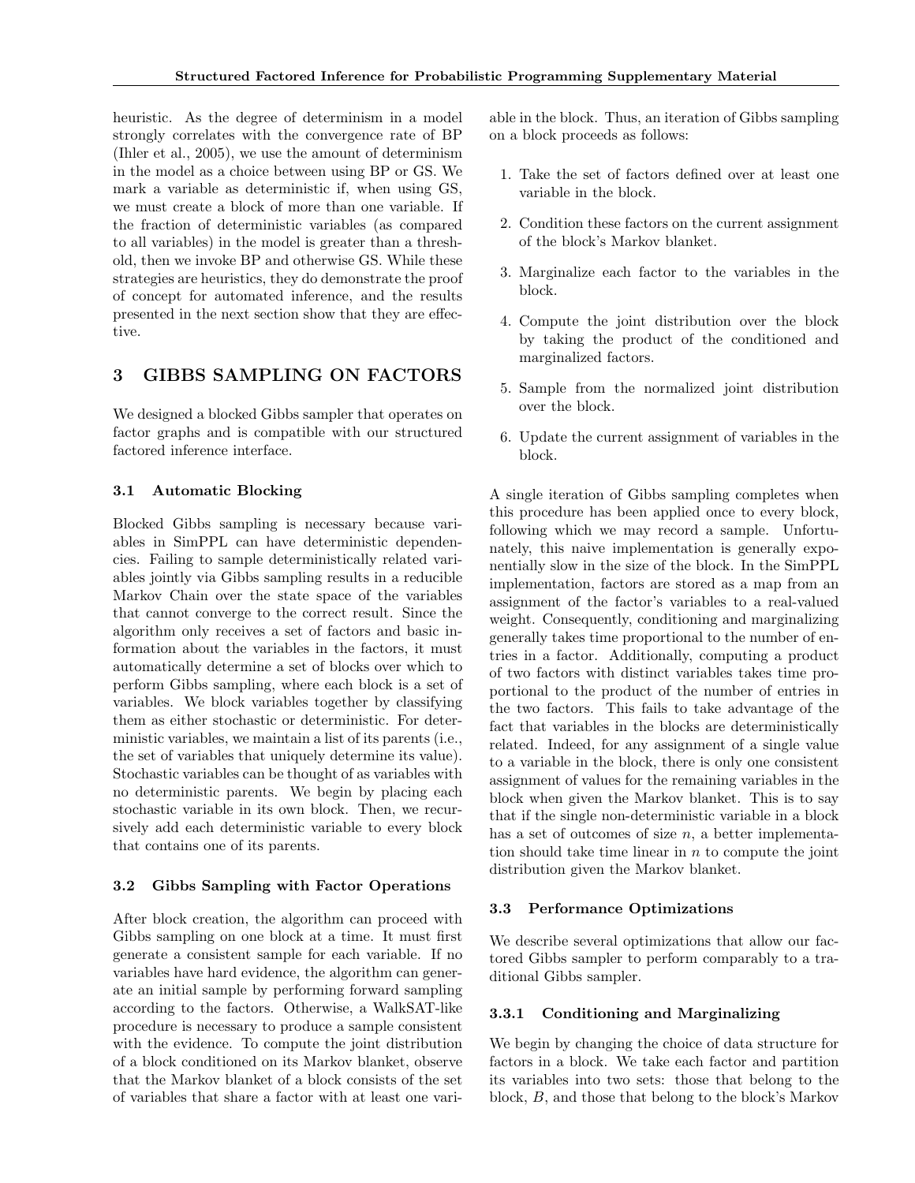heuristic. As the degree of determinism in a model strongly correlates with the convergence rate of BP (Ihler et al., 2005), we use the amount of determinism in the model as a choice between using BP or GS. We mark a variable as deterministic if, when using GS, we must create a block of more than one variable. If the fraction of deterministic variables (as compared to all variables) in the model is greater than a threshold, then we invoke BP and otherwise GS. While these strategies are heuristics, they do demonstrate the proof of concept for automated inference, and the results presented in the next section show that they are effective.

## 3 GIBBS SAMPLING ON FACTORS

We designed a blocked Gibbs sampler that operates on factor graphs and is compatible with our structured factored inference interface.

### 3.1 Automatic Blocking

Blocked Gibbs sampling is necessary because variables in SimPPL can have deterministic dependencies. Failing to sample deterministically related variables jointly via Gibbs sampling results in a reducible Markov Chain over the state space of the variables that cannot converge to the correct result. Since the algorithm only receives a set of factors and basic information about the variables in the factors, it must automatically determine a set of blocks over which to perform Gibbs sampling, where each block is a set of variables. We block variables together by classifying them as either stochastic or deterministic. For deterministic variables, we maintain a list of its parents (i.e., the set of variables that uniquely determine its value). Stochastic variables can be thought of as variables with no deterministic parents. We begin by placing each stochastic variable in its own block. Then, we recursively add each deterministic variable to every block that contains one of its parents.

### 3.2 Gibbs Sampling with Factor Operations

After block creation, the algorithm can proceed with Gibbs sampling on one block at a time. It must first generate a consistent sample for each variable. If no variables have hard evidence, the algorithm can generate an initial sample by performing forward sampling according to the factors. Otherwise, a WalkSAT-like procedure is necessary to produce a sample consistent with the evidence. To compute the joint distribution of a block conditioned on its Markov blanket, observe that the Markov blanket of a block consists of the set of variables that share a factor with at least one variable in the block. Thus, an iteration of Gibbs sampling on a block proceeds as follows:

1. Take the set of factors defined over at least one variable in the block.
2. Condition these factors on the current assignment of the block's Markov blanket.
3. Marginalize each factor to the variables in the block.
4. Compute the joint distribution over the block by taking the product of the conditioned and marginalized factors.
5. Sample from the normalized joint distribution over the block.
6. Update the current assignment of variables in the block.

A single iteration of Gibbs sampling completes when this procedure has been applied once to every block, following which we may record a sample. Unfortunately, this naive implementation is generally exponentially slow in the size of the block. In the SimPPL implementation, factors are stored as a map from an assignment of the factor's variables to a real-valued weight. Consequently, conditioning and marginalizing generally takes time proportional to the number of entries in a factor. Additionally, computing a product of two factors with distinct variables takes time proportional to the product of the number of entries in the two factors. This fails to take advantage of the fact that variables in the blocks are deterministically related. Indeed, for any assignment of a single value to a variable in the block, there is only one consistent assignment of values for the remaining variables in the block when given the Markov blanket. This is to say that if the single non-deterministic variable in a block has a set of outcomes of size $n$, a better implementation should take time linear in $n$ to compute the joint distribution given the Markov blanket.

### 3.3 Performance Optimizations

We describe several optimizations that allow our factored Gibbs sampler to perform comparably to a traditional Gibbs sampler.

#### 3.3.1 Conditioning and Marginalizing

We begin by changing the choice of data structure for factors in a block. We take each factor and partition its variables into two sets: those that belong to the block, $B$, and those that belong to the block's Markov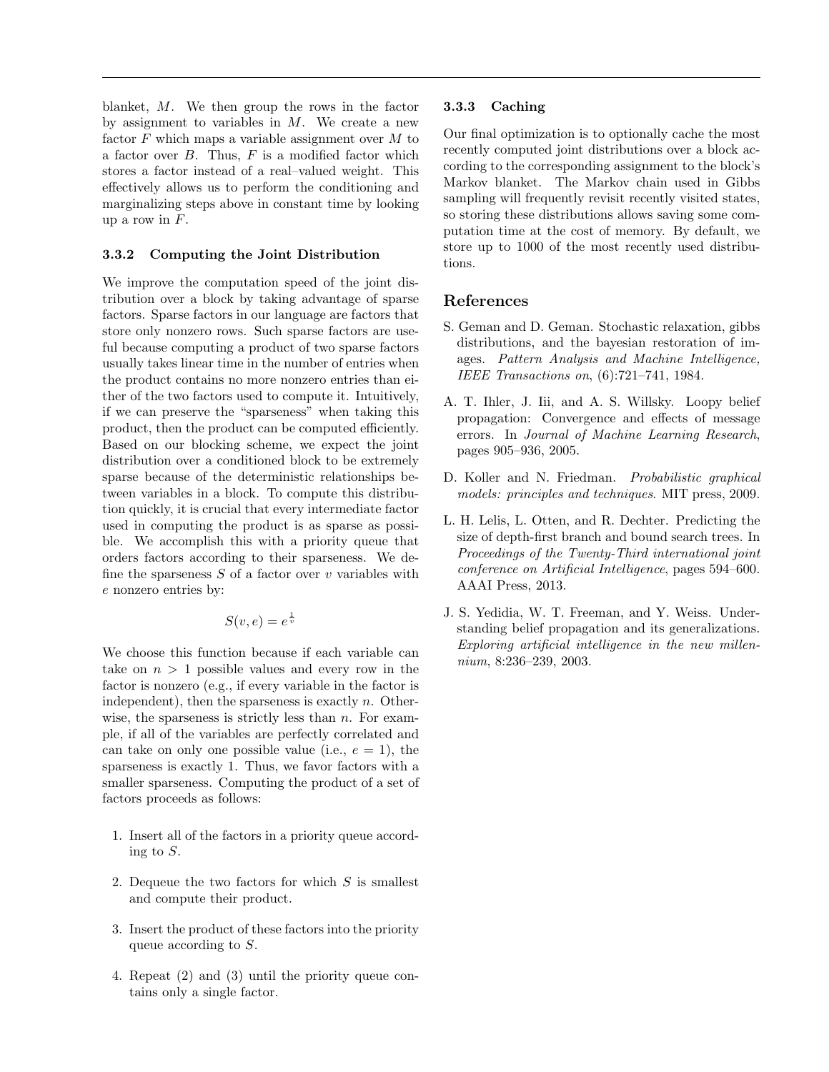blanket, $M$. We then group the rows in the factor by assignment to variables in $M$. We create a new factor $F$ which maps a variable assignment over $M$ to a factor over $B$. Thus, $F$ is a modified factor which stores a factor instead of a real–valued weight. This effectively allows us to perform the conditioning and marginalizing steps above in constant time by looking up a row in $F$.

### 3.3.2 Computing the Joint Distribution

We improve the computation speed of the joint distribution over a block by taking advantage of sparse factors. Sparse factors in our language are factors that store only nonzero rows. Such sparse factors are useful because computing a product of two sparse factors usually takes linear time in the number of entries when the product contains no more nonzero entries than either of the two factors used to compute it. Intuitively, if we can preserve the "sparseness" when taking this product, then the product can be computed efficiently. Based on our blocking scheme, we expect the joint distribution over a conditioned block to be extremely sparse because of the deterministic relationships between variables in a block. To compute this distribution quickly, it is crucial that every intermediate factor used in computing the product is as sparse as possible. We accomplish this with a priority queue that orders factors according to their sparseness. We define the sparseness $S$ of a factor over $v$ variables with $e$ nonzero entries by:

$$S(v, e) = e^{\frac{1}{v}}$$

We choose this function because if each variable can take on $n > 1$ possible values and every row in the factor is nonzero (e.g., if every variable in the factor is independent), then the sparseness is exactly $n$. Otherwise, the sparseness is strictly less than $n$. For example, if all of the variables are perfectly correlated and can take on only one possible value (i.e., $e = 1$), the sparseness is exactly 1. Thus, we favor factors with a smaller sparseness. Computing the product of a set of factors proceeds as follows:

1. Insert all of the factors in a priority queue according to $S$.
2. Dequeue the two factors for which $S$ is smallest and compute their product.
3. Insert the product of these factors into the priority queue according to $S$.
4. Repeat (2) and (3) until the priority queue contains only a single factor.

### 3.3.3 Caching

Our final optimization is to optionally cache the most recently computed joint distributions over a block according to the corresponding assignment to the block's Markov blanket. The Markov chain used in Gibbs sampling will frequently revisit recently visited states, so storing these distributions allows saving some computation time at the cost of memory. By default, we store up to 1000 of the most recently used distributions.

## References

S. Geman and D. Geman. Stochastic relaxation, gibbs distributions, and the bayesian restoration of images. *Pattern Analysis and Machine Intelligence, IEEE Transactions on*, (6):721–741, 1984.

A. T. Ihler, J. Iii, and A. S. Willsky. Loopy belief propagation: Convergence and effects of message errors. In *Journal of Machine Learning Research*, pages 905–936, 2005.

D. Koller and N. Friedman. *Probabilistic graphical models: principles and techniques*. MIT press, 2009.

L. H. Lelis, L. Otten, and R. Dechter. Predicting the size of depth-first branch and bound search trees. In *Proceedings of the Twenty-Third international joint conference on Artificial Intelligence*, pages 594–600. AAAI Press, 2013.

J. S. Yedidia, W. T. Freeman, and Y. Weiss. Understanding belief propagation and its generalizations. *Exploring artificial intelligence in the new millennium*, 8:236–239, 2003.